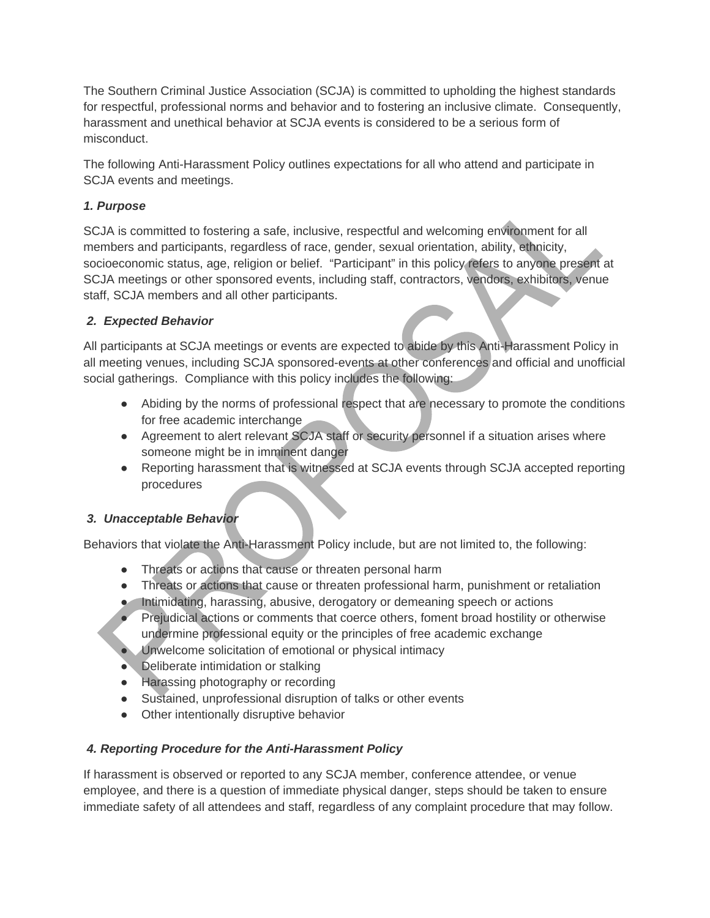The Southern Criminal Justice Association (SCJA) is committed to upholding the highest standards for respectful, professional norms and behavior and to fostering an inclusive climate. Consequently, harassment and unethical behavior at SCJA events is considered to be a serious form of misconduct.

The following Anti-Harassment Policy outlines expectations for all who attend and participate in SCJA events and meetings.

***1. Purpose***

SCJA is committed to fostering a safe, inclusive, respectful and welcoming environment for all members and participants, regardless of race, gender, sexual orientation, ability, ethnicity, socioeconomic status, age, religion or belief. "Participant" in this policy refers to anyone present at SCJA meetings or other sponsored events, including staff, contractors, vendors, exhibitors, venue staff, SCJA members and all other participants.

***2. Expected Behavior***

All participants at SCJA meetings or events are expected to abide by this Anti-Harassment Policy in all meeting venues, including SCJA sponsored-events at other conferences and official and unofficial social gatherings. Compliance with this policy includes the following:

- Abiding by the norms of professional respect that are necessary to promote the conditions for free academic interchange
- Agreement to alert relevant SCJA staff or security personnel if a situation arises where someone might be in imminent danger
- Reporting harassment that is witnessed at SCJA events through SCJA accepted reporting procedures

***3. Unacceptable Behavior***

Behaviors that violate the Anti-Harassment Policy include, but are not limited to, the following:

- Threats or actions that cause or threaten personal harm
- Threats or actions that cause or threaten professional harm, punishment or retaliation
- Intimidating, harassing, abusive, derogatory or demeaning speech or actions
- Prejudicial actions or comments that coerce others, foment broad hostility or otherwise undermine professional equity or the principles of free academic exchange
- Unwelcome solicitation of emotional or physical intimacy
- Deliberate intimidation or stalking
- Harassing photography or recording
- Sustained, unprofessional disruption of talks or other events
- Other intentionally disruptive behavior

***4. Reporting Procedure for the Anti-Harassment Policy***

If harassment is observed or reported to any SCJA member, conference attendee, or venue employee, and there is a question of immediate physical danger, steps should be taken to ensure immediate safety of all attendees and staff, regardless of any complaint procedure that may follow.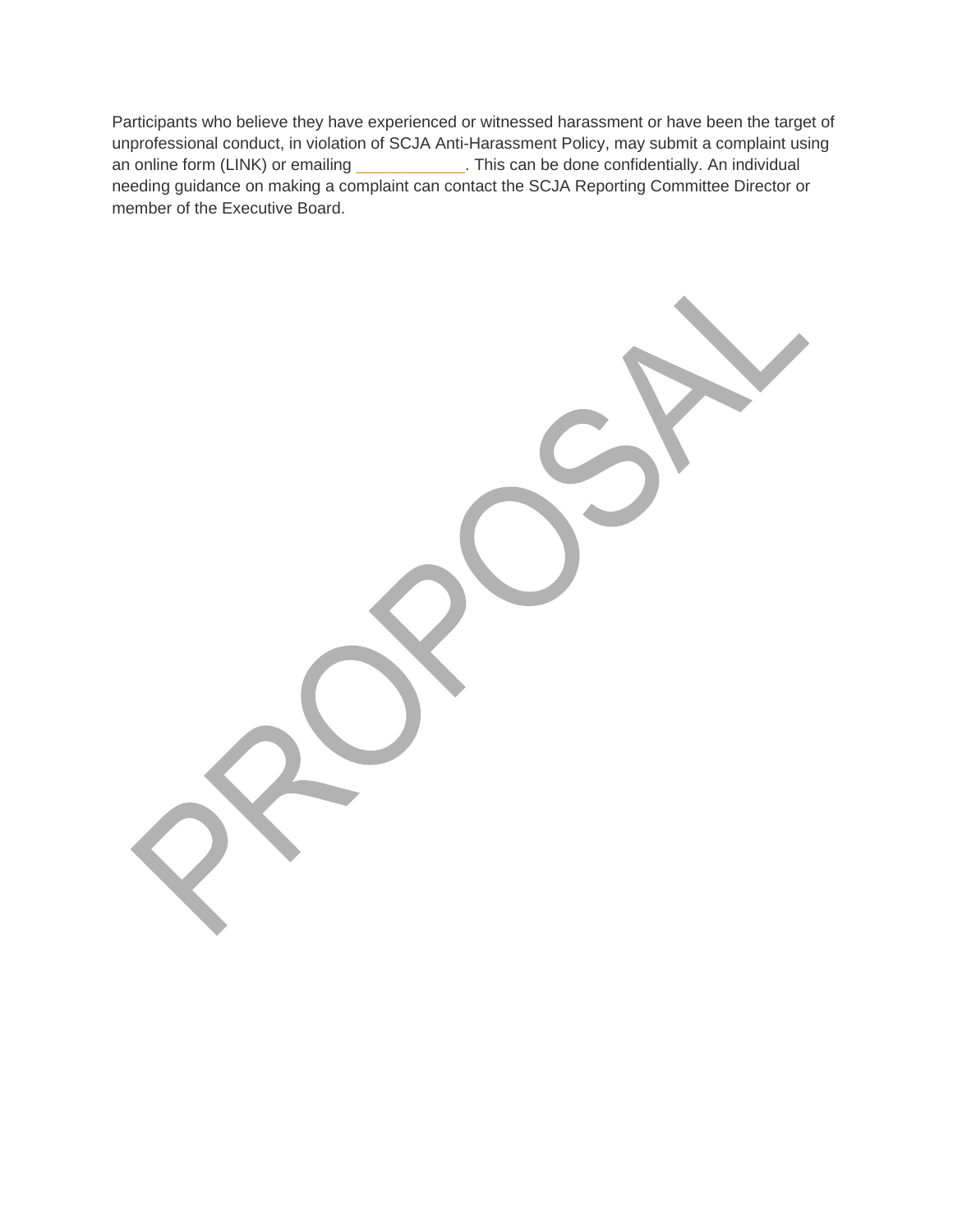Participants who believe they have experienced or witnessed harassment or have been the target of unprofessional conduct, in violation of SCJA Anti-Harassment Policy, may submit a complaint using an online form (LINK) or emailing ____________. This can be done confidentially. An individual needing guidance on making a complaint can contact the SCJA Reporting Committee Director or member of the Executive Board.

PROPOSAL